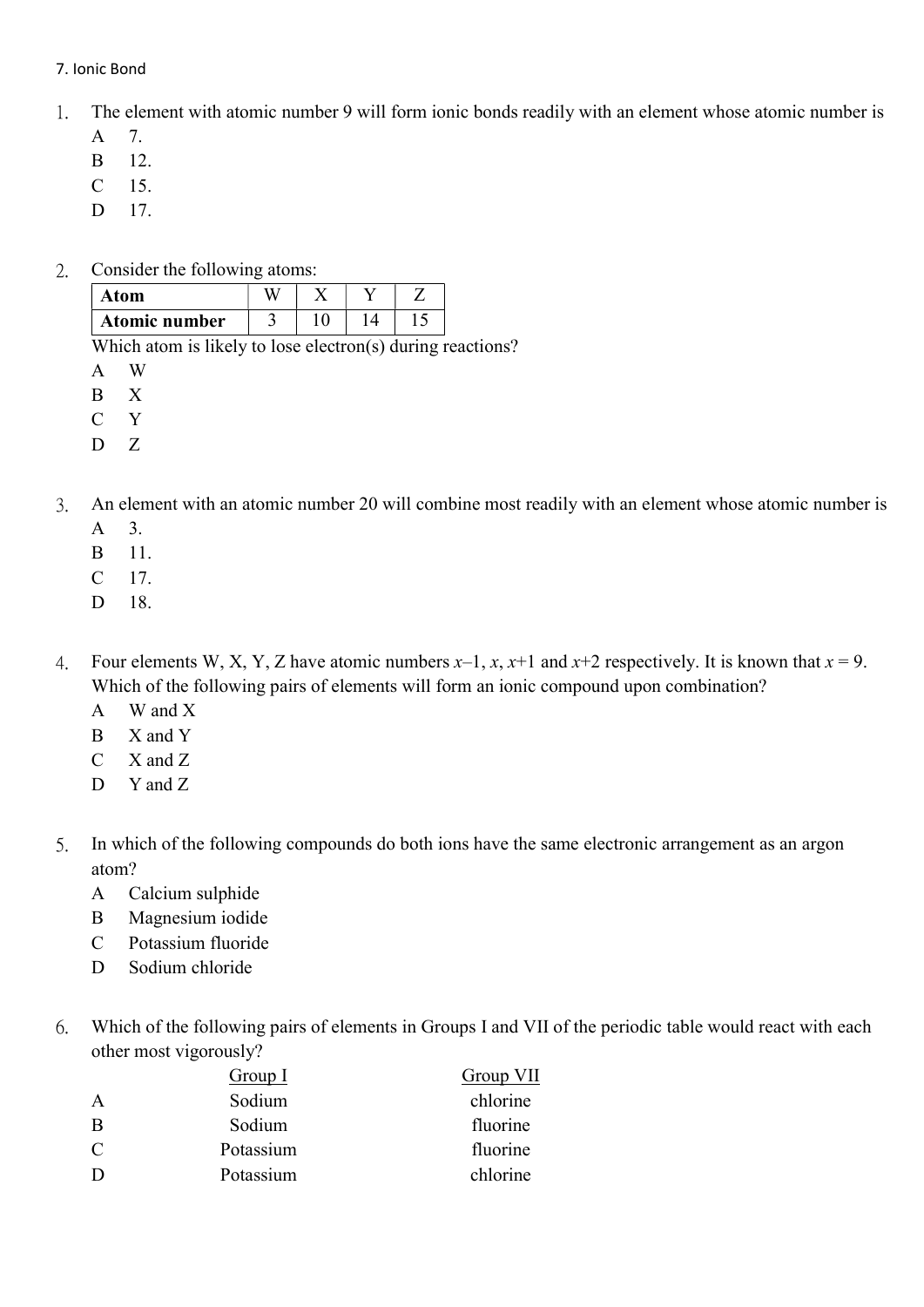7. Ionic Bond

1. The element with atomic number 9 will form ionic bonds readily with an element whose atomic number is
   A 7.
   B 12.
   C 15.
   D 17.

2. Consider the following atoms:

| Atom | W | X | Y | Z |
|---|---|---|---|---|
| Atomic number | 3 | 10 | 14 | 15 |

   Which atom is likely to lose electron(s) during reactions?
   A W
   B X
   C Y
   D Z

3. An element with an atomic number 20 will combine most readily with an element whose atomic number is
   A 3.
   B 11.
   C 17.
   D 18.

4. Four elements W, X, Y, Z have atomic numbers $x-1$, $x$, $x+1$ and $x+2$ respectively. It is known that $x = 9$. Which of the following pairs of elements will form an ionic compound upon combination?
   A W and X
   B X and Y
   C X and Z
   D Y and Z

5. In which of the following compounds do both ions have the same electronic arrangement as an argon atom?
   A Calcium sulphide
   B Magnesium iodide
   C Potassium fluoride
   D Sodium chloride

6. Which of the following pairs of elements in Groups I and VII of the periodic table would react with each other most vigorously?

| | Group I | Group VII |
|---|---|---|
| A | Sodium | chlorine |
| B | Sodium | fluorine |
| C | Potassium | fluorine |
| D | Potassium | chlorine |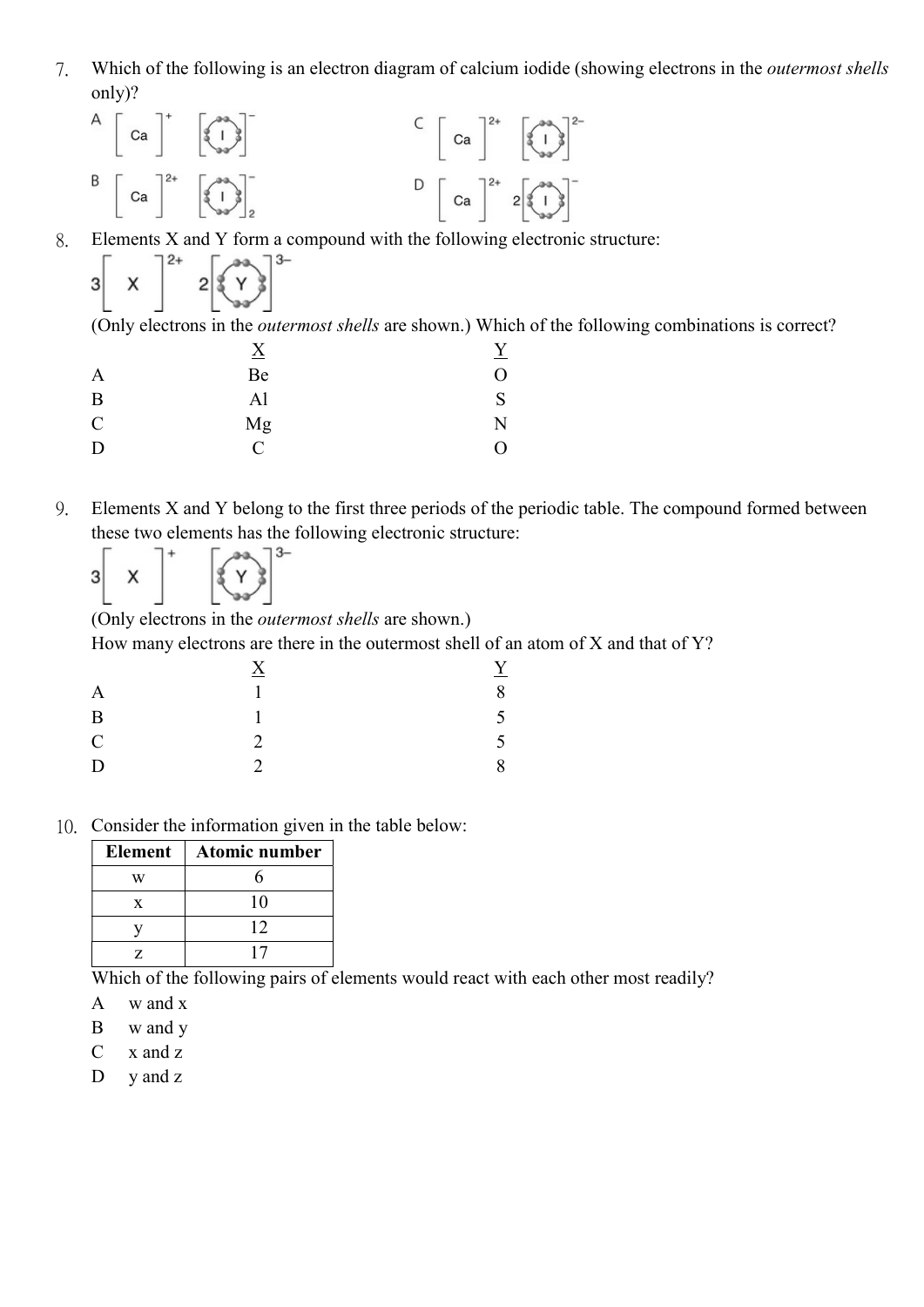7. Which of the following is an electron diagram of calcium iodide (showing electrons in the *outermost shells* only)?

   A $[Ca]^{+}$ $[I]^{-}$

   B $[Ca]^{2+}$ $[I]^{-}_{2}$

   C $[Ca]^{2+}$ $[I]^{2-}$

   D $[Ca]^{2+}$ $2[I]^{-}$

8. Elements X and Y form a compound with the following electronic structure:

   $3[X]^{2+}$ $2[Y]^{3-}$

   (Only electrons in the *outermost shells* are shown.) Which of the following combinations is correct?

   |   | X | Y |
   |---|---|---|
   | A | Be | O |
   | B | Al | S |
   | C | Mg | N |
   | D | C | O |

9. Elements X and Y belong to the first three periods of the periodic table. The compound formed between these two elements has the following electronic structure:

   $3[X]^{+}$ $[Y]^{3-}$

   (Only electrons in the *outermost shells* are shown.)

   How many electrons are there in the outermost shell of an atom of X and that of Y?

   |   | X | Y |
   |---|---|---|
   | A | 1 | 8 |
   | B | 1 | 5 |
   | C | 2 | 5 |
   | D | 2 | 8 |

10. Consider the information given in the table below:

   | Element | Atomic number |
   |---|---|
   | w | 6 |
   | x | 10 |
   | y | 12 |
   | z | 17 |

   Which of the following pairs of elements would react with each other most readily?

   A w and x
   B w and y
   C x and z
   D y and z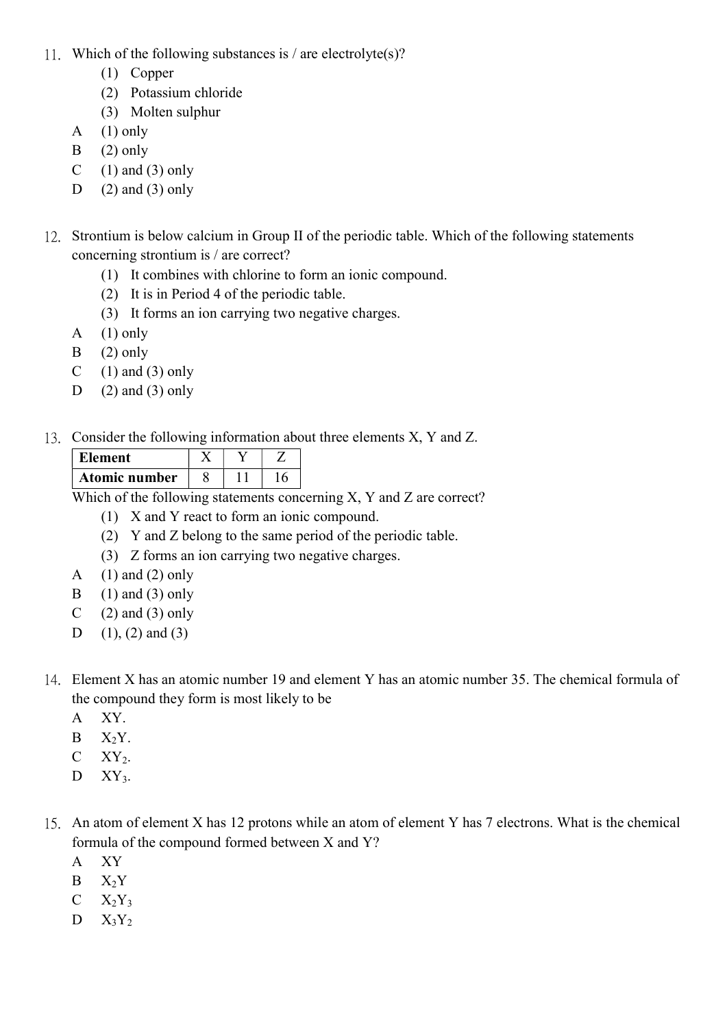11. Which of the following substances is / are electrolyte(s)?
    (1) Copper
    (2) Potassium chloride
    (3) Molten sulphur

    A (1) only
    B (2) only
    C (1) and (3) only
    D (2) and (3) only

12. Strontium is below calcium in Group II of the periodic table. Which of the following statements concerning strontium is / are correct?
    (1) It combines with chlorine to form an ionic compound.
    (2) It is in Period 4 of the periodic table.
    (3) It forms an ion carrying two negative charges.

    A (1) only
    B (2) only
    C (1) and (3) only
    D (2) and (3) only

13. Consider the following information about three elements X, Y and Z.

| **Element** | X | Y | Z |
|---|---|---|---|
| **Atomic number** | 8 | 11 | 16 |

Which of the following statements concerning X, Y and Z are correct?
    (1) X and Y react to form an ionic compound.
    (2) Y and Z belong to the same period of the periodic table.
    (3) Z forms an ion carrying two negative charges.

    A (1) and (2) only
    B (1) and (3) only
    C (2) and (3) only
    D (1), (2) and (3)

14. Element X has an atomic number 19 and element Y has an atomic number 35. The chemical formula of the compound they form is most likely to be

    A XY.
    B $X_2Y$.
    C $XY_2$.
    D $XY_3$.

15. An atom of element X has 12 protons while an atom of element Y has 7 electrons. What is the chemical formula of the compound formed between X and Y?

    A XY
    B $X_2Y$
    C $X_2Y_3$
    D $X_3Y_2$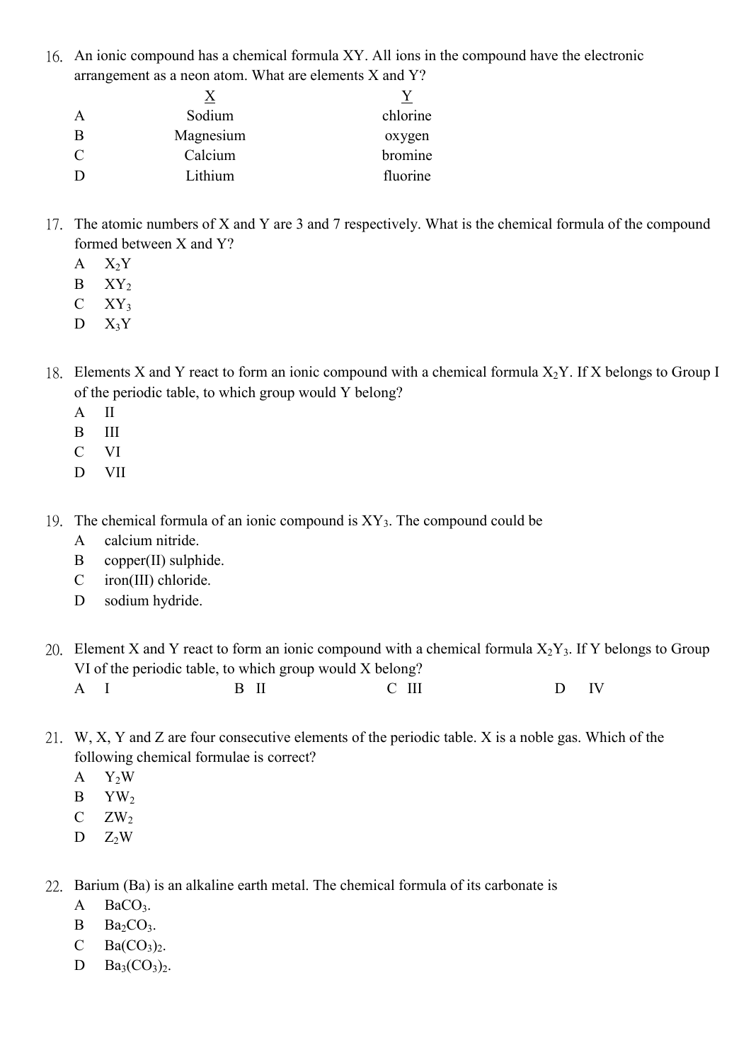16. An ionic compound has a chemical formula XY. All ions in the compound have the electronic arrangement as a neon atom. What are elements X and Y?

| | X | Y |
|---|---|---|
| A | Sodium | chlorine |
| B | Magnesium | oxygen |
| C | Calcium | bromine |
| D | Lithium | fluorine |

17. The atomic numbers of X and Y are 3 and 7 respectively. What is the chemical formula of the compound formed between X and Y?

    A $X_2Y$
    B $XY_2$
    C $XY_3$
    D $X_3Y$

18. Elements X and Y react to form an ionic compound with a chemical formula $X_2Y$. If X belongs to Group I of the periodic table, to which group would Y belong?

    A II
    B III
    C VI
    D VII

19. The chemical formula of an ionic compound is $XY_3$. The compound could be

    A calcium nitride.
    B copper(II) sulphide.
    C iron(III) chloride.
    D sodium hydride.

20. Element X and Y react to form an ionic compound with a chemical formula $X_2Y_3$. If Y belongs to Group VI of the periodic table, to which group would X belong?

    A I B II C III D IV

21. W, X, Y and Z are four consecutive elements of the periodic table. X is a noble gas. Which of the following chemical formulae is correct?

    A $Y_2W$
    B $YW_2$
    C $ZW_2$
    D $Z_2W$

22. Barium (Ba) is an alkaline earth metal. The chemical formula of its carbonate is

    A $BaCO_3$.
    B $Ba_2CO_3$.
    C $Ba(CO_3)_2$.
    D $Ba_3(CO_3)_2$.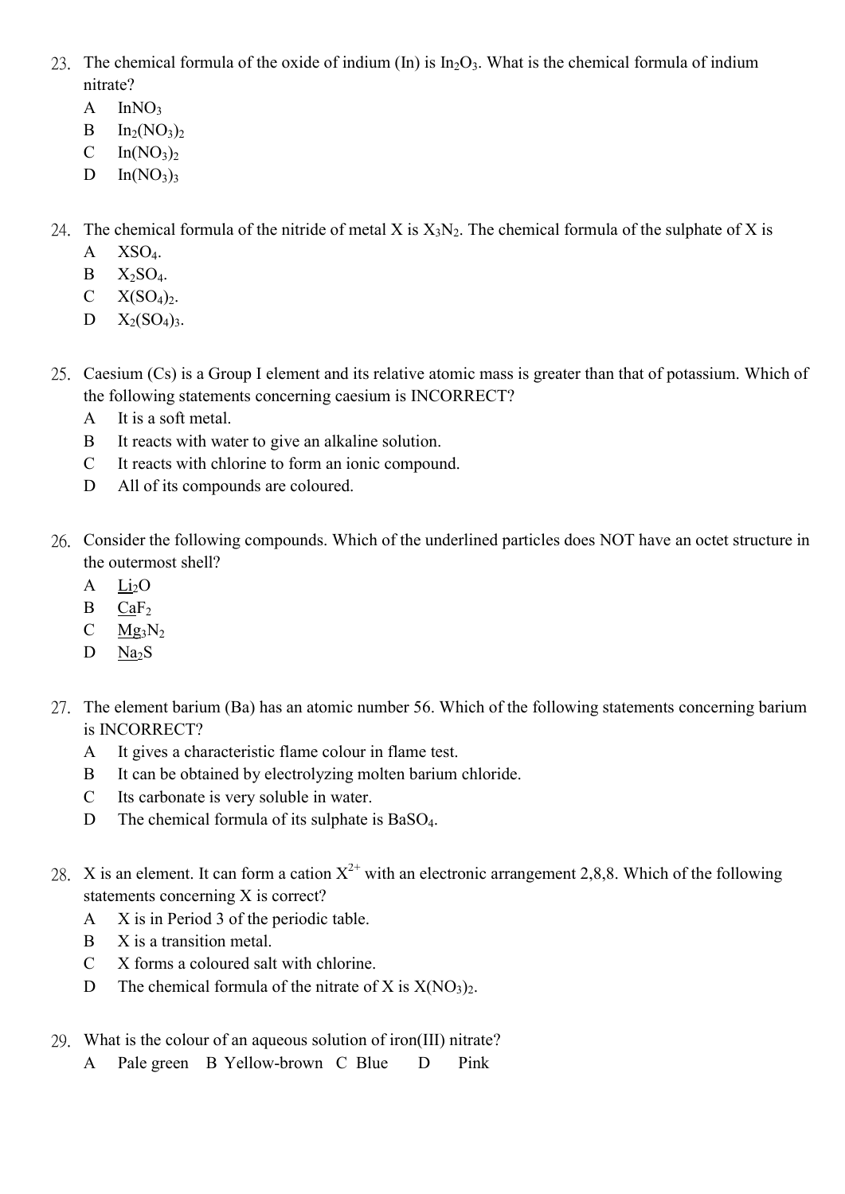23. The chemical formula of the oxide of indium (In) is $In_2O_3$. What is the chemical formula of indium nitrate?

    A $InNO_3$
    B $In_2(NO_3)_2$
    C $In(NO_3)_2$
    D $In(NO_3)_3$

24. The chemical formula of the nitride of metal X is $X_3N_2$. The chemical formula of the sulphate of X is

    A $XSO_4$.
    B $X_2SO_4$.
    C $X(SO_4)_2$.
    D $X_2(SO_4)_3$.

25. Caesium (Cs) is a Group I element and its relative atomic mass is greater than that of potassium. Which of the following statements concerning caesium is INCORRECT?

    A It is a soft metal.
    B It reacts with water to give an alkaline solution.
    C It reacts with chlorine to form an ionic compound.
    D All of its compounds are coloured.

26. Consider the following compounds. Which of the underlined particles does NOT have an octet structure in the outermost shell?

    A $\underline{Li}_2O$
    B $\underline{Ca}F_2$
    C $\underline{Mg}_3N_2$
    D $\underline{Na}_2S$

27. The element barium (Ba) has an atomic number 56. Which of the following statements concerning barium is INCORRECT?

    A It gives a characteristic flame colour in flame test.
    B It can be obtained by electrolyzing molten barium chloride.
    C Its carbonate is very soluble in water.
    D The chemical formula of its sulphate is $BaSO_4$.

28. X is an element. It can form a cation $X^{2+}$ with an electronic arrangement 2,8,8. Which of the following statements concerning X is correct?

    A X is in Period 3 of the periodic table.
    B X is a transition metal.
    C X forms a coloured salt with chlorine.
    D The chemical formula of the nitrate of X is $X(NO_3)_2$.

29. What is the colour of an aqueous solution of iron(III) nitrate?

    A Pale green B Yellow-brown C Blue D Pink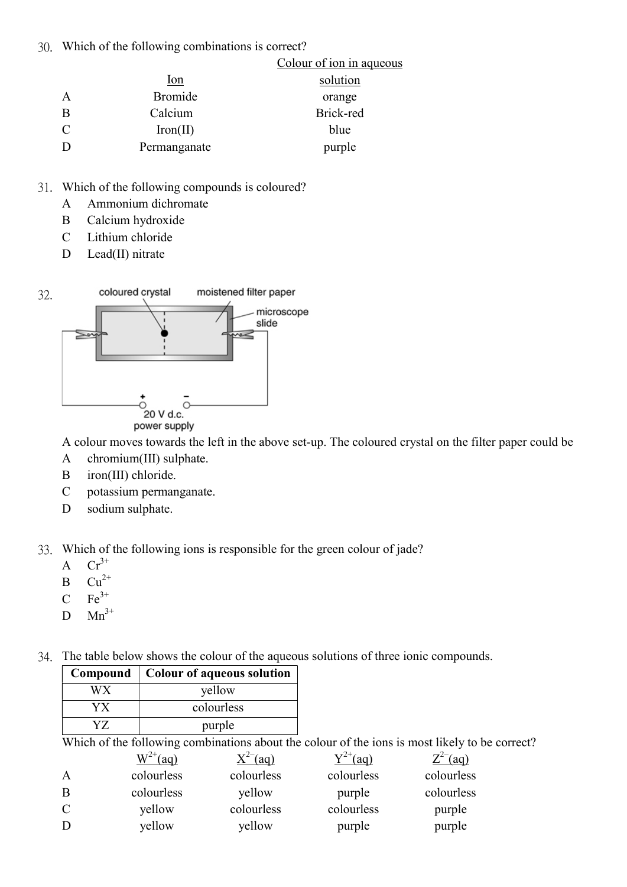30. Which of the following combinations is correct?

| | Ion | Colour of ion in aqueous solution |
|---|---|---|
| A | Bromide | orange |
| B | Calcium | Brick-red |
| C | Iron(II) | blue |
| D | Permanganate | purple |

31. Which of the following compounds is coloured?

A Ammonium dichromate
B Calcium hydroxide
C Lithium chloride
D Lead(II) nitrate

32.

coloured crystal — moistened filter paper — microscope slide — + − 20 V d.c. power supply

A colour moves towards the left in the above set-up. The coloured crystal on the filter paper could be

A chromium(III) sulphate.
B iron(III) chloride.
C potassium permanganate.
D sodium sulphate.

33. Which of the following ions is responsible for the green colour of jade?

A $Cr^{3+}$
B $Cu^{2+}$
C $Fe^{3+}$
D $Mn^{3+}$

34. The table below shows the colour of the aqueous solutions of three ionic compounds.

| Compound | Colour of aqueous solution |
|---|---|
| WX | yellow |
| YX | colourless |
| YZ | purple |

Which of the following combinations about the colour of the ions is most likely to be correct?

| | $W^{2+}(aq)$ | $X^{2-}(aq)$ | $Y^{2+}(aq)$ | $Z^{2-}(aq)$ |
|---|---|---|---|---|
| A | colourless | colourless | colourless | colourless |
| B | colourless | yellow | purple | colourless |
| C | yellow | colourless | colourless | purple |
| D | yellow | yellow | purple | purple |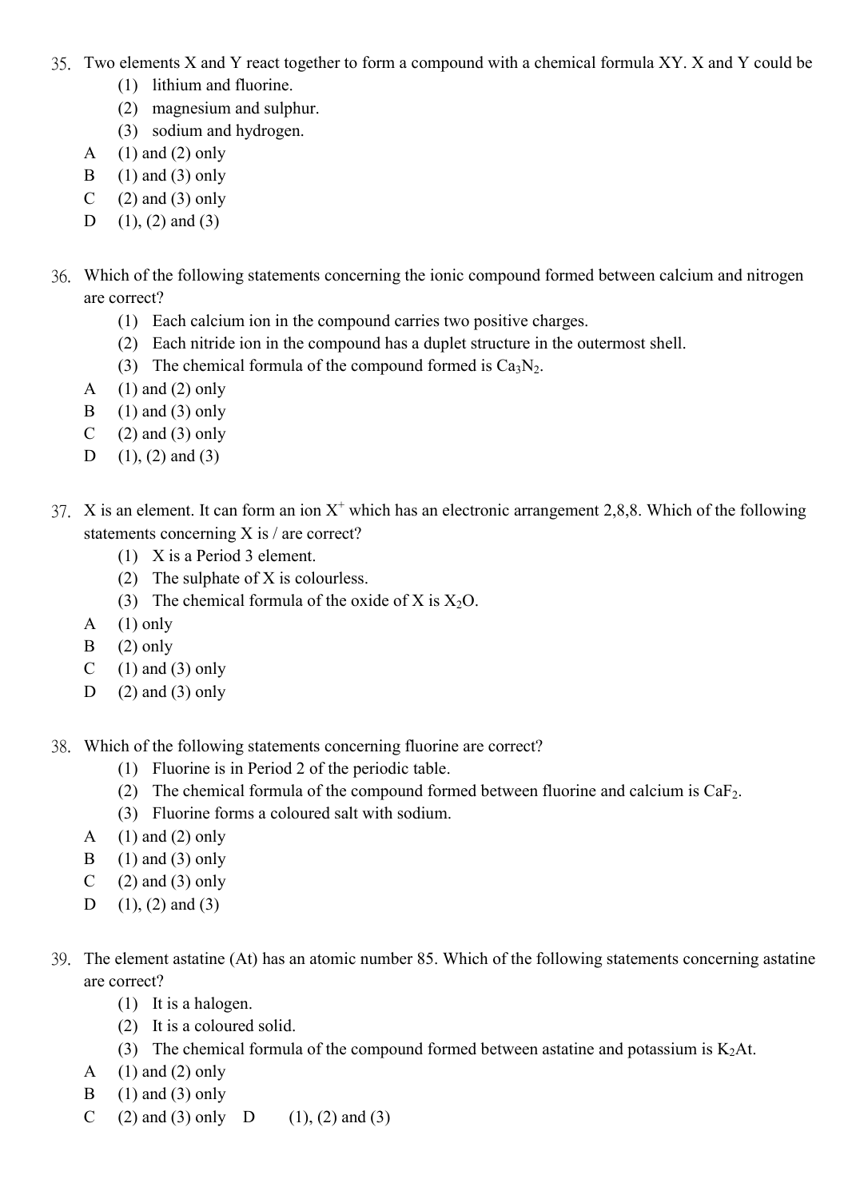35. Two elements X and Y react together to form a compound with a chemical formula XY. X and Y could be

    (1) lithium and fluorine.
    (2) magnesium and sulphur.
    (3) sodium and hydrogen.

    A (1) and (2) only
    B (1) and (3) only
    C (2) and (3) only
    D (1), (2) and (3)

36. Which of the following statements concerning the ionic compound formed between calcium and nitrogen are correct?

    (1) Each calcium ion in the compound carries two positive charges.
    (2) Each nitride ion in the compound has a duplet structure in the outermost shell.
    (3) The chemical formula of the compound formed is $Ca_3N_2$.

    A (1) and (2) only
    B (1) and (3) only
    C (2) and (3) only
    D (1), (2) and (3)

37. X is an element. It can form an ion $X^+$ which has an electronic arrangement 2,8,8. Which of the following statements concerning X is / are correct?

    (1) X is a Period 3 element.
    (2) The sulphate of X is colourless.
    (3) The chemical formula of the oxide of X is $X_2O$.

    A (1) only
    B (2) only
    C (1) and (3) only
    D (2) and (3) only

38. Which of the following statements concerning fluorine are correct?

    (1) Fluorine is in Period 2 of the periodic table.
    (2) The chemical formula of the compound formed between fluorine and calcium is $CaF_2$.
    (3) Fluorine forms a coloured salt with sodium.

    A (1) and (2) only
    B (1) and (3) only
    C (2) and (3) only
    D (1), (2) and (3)

39. The element astatine (At) has an atomic number 85. Which of the following statements concerning astatine are correct?

    (1) It is a halogen.
    (2) It is a coloured solid.
    (3) The chemical formula of the compound formed between astatine and potassium is $K_2At$.

    A (1) and (2) only
    B (1) and (3) only
    C (2) and (3) only D (1), (2) and (3)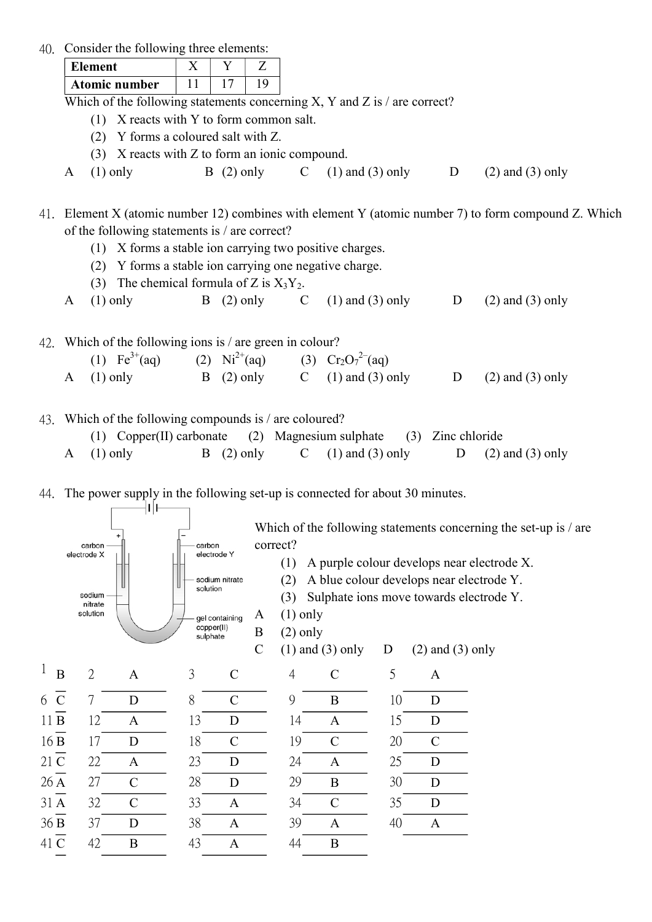40. Consider the following three elements:

| Element | X | Y | Z |
|---|---|---|---|
| Atomic number | 11 | 17 | 19 |

Which of the following statements concerning X, Y and Z is / are correct?

(1) X reacts with Y to form common salt.
(2) Y forms a coloured salt with Z.
(3) X reacts with Z to form an ionic compound.

A (1) only B (2) only C (1) and (3) only D (2) and (3) only

41. Element X (atomic number 12) combines with element Y (atomic number 7) to form compound Z. Which of the following statements is / are correct?

(1) X forms a stable ion carrying two positive charges.
(2) Y forms a stable ion carrying one negative charge.
(3) The chemical formula of Z is $X_3Y_2$.

A (1) only B (2) only C (1) and (3) only D (2) and (3) only

42. Which of the following ions is / are green in colour?

(1) $Fe^{3+}(aq)$ (2) $Ni^{2+}(aq)$ (3) $Cr_2O_7^{2-}(aq)$

A (1) only B (2) only C (1) and (3) only D (2) and (3) only

43. Which of the following compounds is / are coloured?

(1) Copper(II) carbonate (2) Magnesium sulphate (3) Zinc chloride

A (1) only B (2) only C (1) and (3) only D (2) and (3) only

44. The power supply in the following set-up is connected for about 30 minutes.

+
−
carbon electrode X
carbon electrode Y
sodium nitrate solution
sodium nitrate solution
gel containing copper(II) sulphate

Which of the following statements concerning the set-up is / are correct?

(1) A purple colour develops near electrode X.
(2) A blue colour develops near electrode Y.
(3) Sulphate ions move towards electrode Y.

A (1) only
B (2) only
C (1) and (3) only D (2) and (3) only

| | | | | | | | | | |
|---|---|---|---|---|---|---|---|---|---|
| 1 | B | 2 | A | 3 | C | 4 | C | 5 | A |
| 6 | C | 7 | D | 8 | C | 9 | B | 10 | D |
| 11 | B | 12 | A | 13 | D | 14 | A | 15 | D |
| 16 | B | 17 | D | 18 | C | 19 | C | 20 | C |
| 21 | C | 22 | A | 23 | D | 24 | A | 25 | D |
| 26 | A | 27 | C | 28 | D | 29 | B | 30 | D |
| 31 | A | 32 | C | 33 | A | 34 | C | 35 | D |
| 36 | B | 37 | D | 38 | A | 39 | A | 40 | A |
| 41 | C | 42 | B | 43 | A | 44 | B | | |